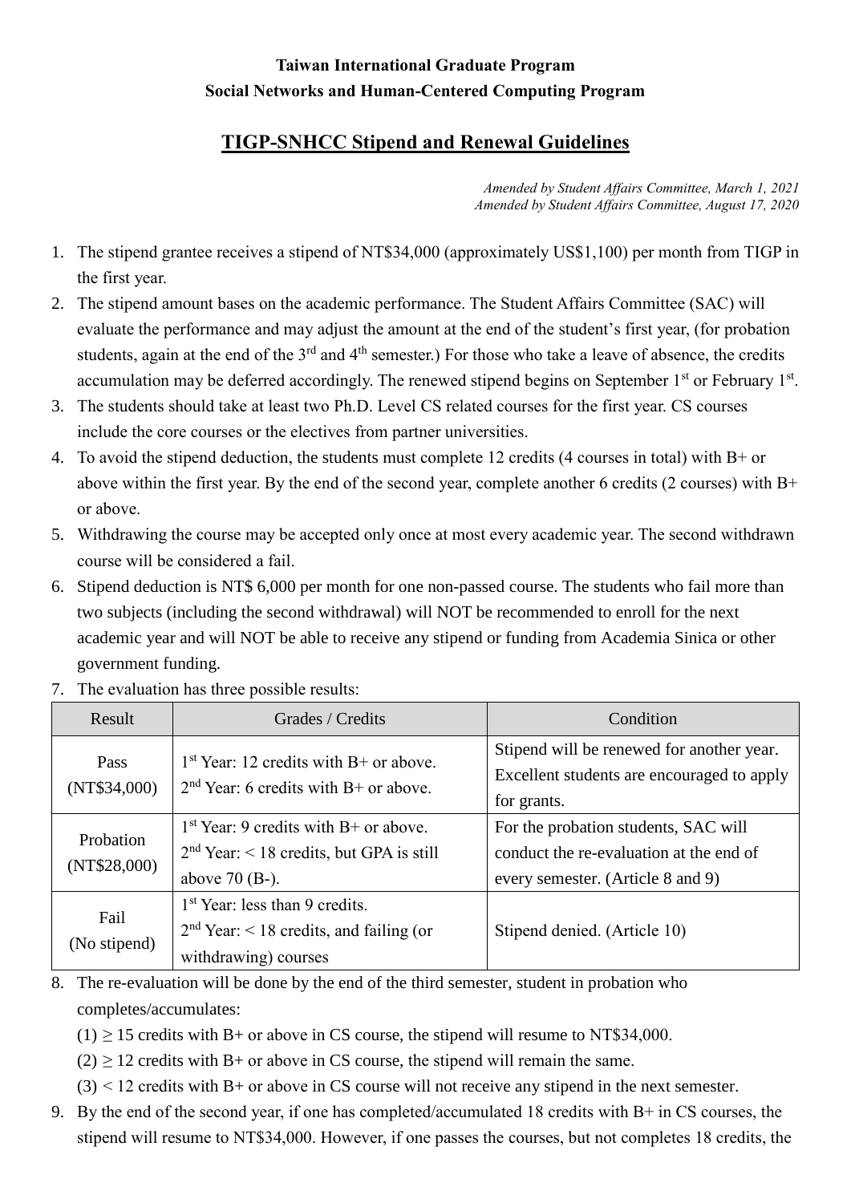**Taiwan International Graduate Program**

**Social Networks and Human-Centered Computing Program**

# TIGP-SNHCC Stipend and Renewal Guidelines

*Amended by Student Affairs Committee, March 1, 2021*
*Amended by Student Affairs Committee, August 17, 2020*

1. The stipend grantee receives a stipend of NT$34,000 (approximately US$1,100) per month from TIGP in the first year.
2. The stipend amount bases on the academic performance. The Student Affairs Committee (SAC) will evaluate the performance and may adjust the amount at the end of the student's first year, (for probation students, again at the end of the 3rd and 4th semester.) For those who take a leave of absence, the credits accumulation may be deferred accordingly. The renewed stipend begins on September 1st or February 1st.
3. The students should take at least two Ph.D. Level CS related courses for the first year. CS courses include the core courses or the electives from partner universities.
4. To avoid the stipend deduction, the students must complete 12 credits (4 courses in total) with B+ or above within the first year. By the end of the second year, complete another 6 credits (2 courses) with B+ or above.
5. Withdrawing the course may be accepted only once at most every academic year. The second withdrawn course will be considered a fail.
6. Stipend deduction is NT$ 6,000 per month for one non-passed course. The students who fail more than two subjects (including the second withdrawal) will NOT be recommended to enroll for the next academic year and will NOT be able to receive any stipend or funding from Academia Sinica or other government funding.
7. The evaluation has three possible results:

| Result | Grades / Credits | Condition |
|---|---|---|
| Pass (NT$34,000) | 1st Year: 12 credits with B+ or above. 2nd Year: 6 credits with B+ or above. | Stipend will be renewed for another year. Excellent students are encouraged to apply for grants. |
| Probation (NT$28,000) | 1st Year: 9 credits with B+ or above. 2nd Year: < 18 credits, but GPA is still above 70 (B-). | For the probation students, SAC will conduct the re-evaluation at the end of every semester. (Article 8 and 9) |
| Fail (No stipend) | 1st Year: less than 9 credits. 2nd Year: < 18 credits, and failing (or withdrawing) courses | Stipend denied. (Article 10) |

8. The re-evaluation will be done by the end of the third semester, student in probation who completes/accumulates:
   (1) ≥ 15 credits with B+ or above in CS course, the stipend will resume to NT$34,000.
   (2) ≥ 12 credits with B+ or above in CS course, the stipend will remain the same.
   (3) < 12 credits with B+ or above in CS course will not receive any stipend in the next semester.
9. By the end of the second year, if one has completed/accumulated 18 credits with B+ in CS courses, the stipend will resume to NT$34,000. However, if one passes the courses, but not completes 18 credits, the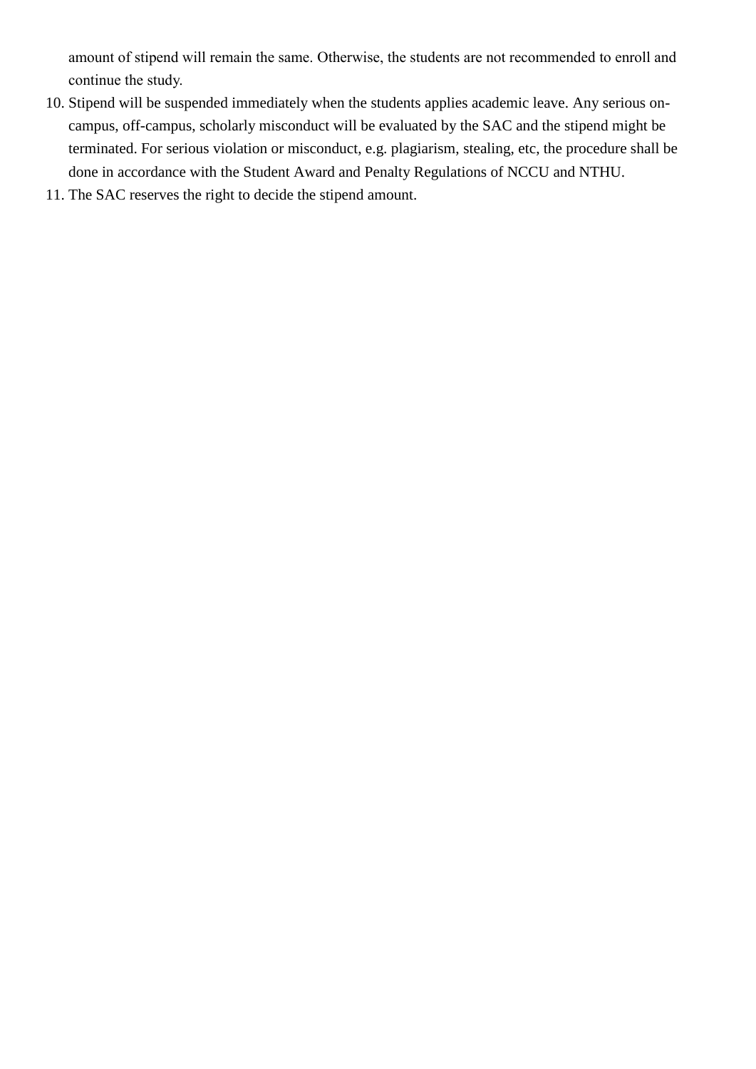amount of stipend will remain the same. Otherwise, the students are not recommended to enroll and continue the study.

10. Stipend will be suspended immediately when the students applies academic leave. Any serious on-campus, off-campus, scholarly misconduct will be evaluated by the SAC and the stipend might be terminated. For serious violation or misconduct, e.g. plagiarism, stealing, etc, the procedure shall be done in accordance with the Student Award and Penalty Regulations of NCCU and NTHU.
11. The SAC reserves the right to decide the stipend amount.